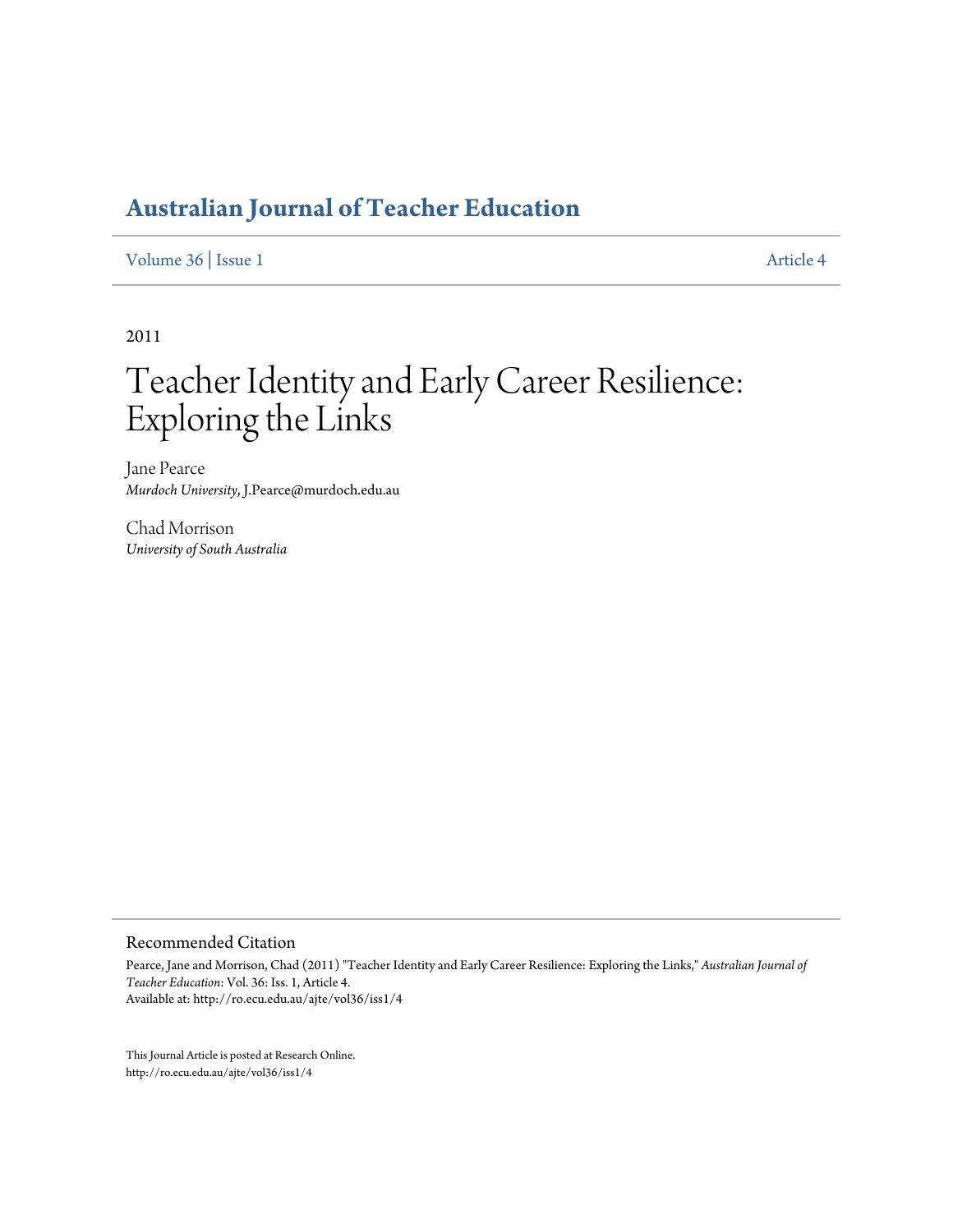# Australian Journal of Teacher Education

Volume 36 | Issue 1 Article 4

2011

# Teacher Identity and Early Career Resilience: Exploring the Links

Jane Pearce
*Murdoch University*, J.Pearce@murdoch.edu.au

Chad Morrison
*University of South Australia*

## Recommended Citation

Pearce, Jane and Morrison, Chad (2011) "Teacher Identity and Early Career Resilience: Exploring the Links," *Australian Journal of Teacher Education*: Vol. 36: Iss. 1, Article 4.
Available at: http://ro.ecu.edu.au/ajte/vol36/iss1/4

This Journal Article is posted at Research Online.
http://ro.ecu.edu.au/ajte/vol36/iss1/4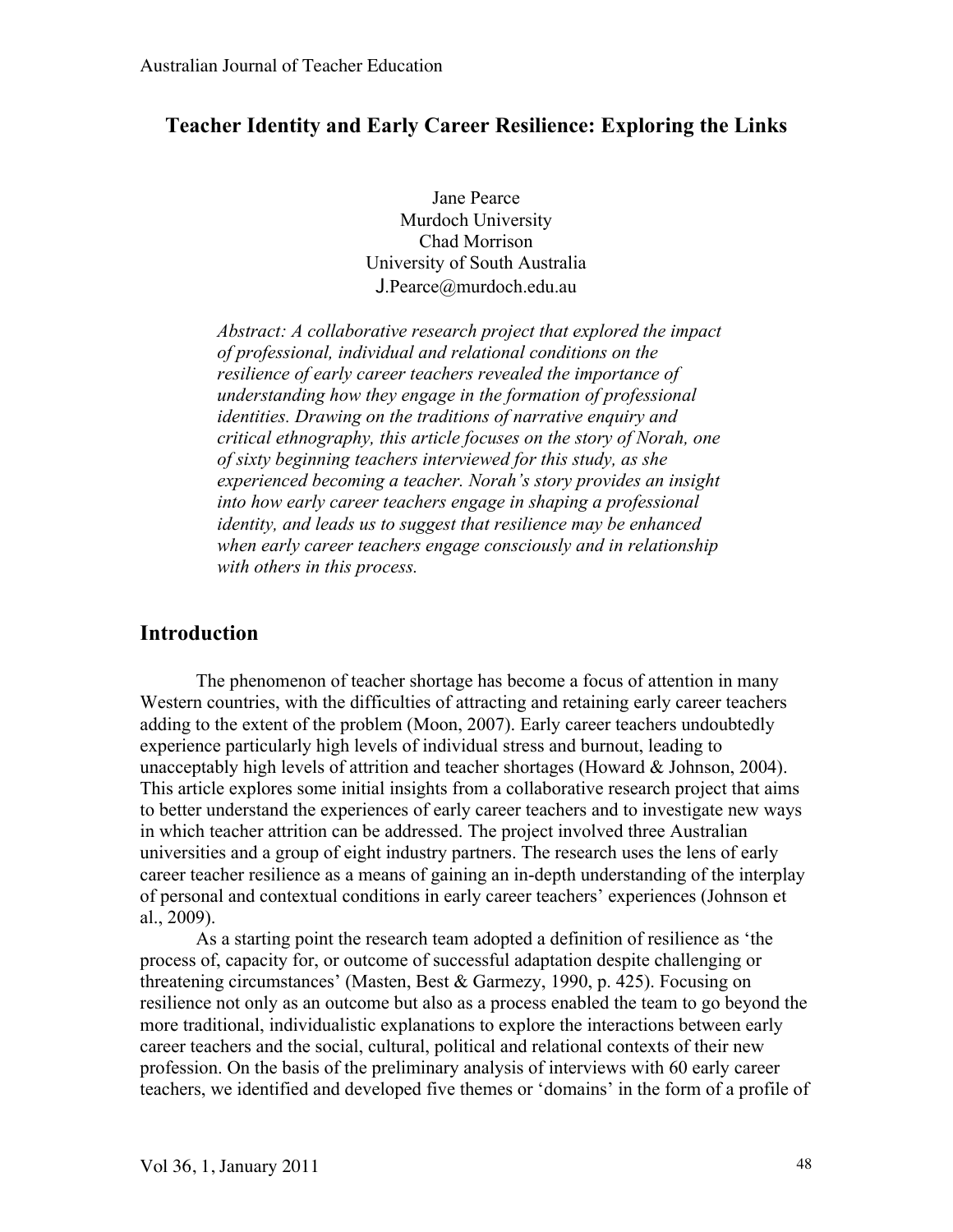# Teacher Identity and Early Career Resilience: Exploring the Links

Jane Pearce
Murdoch University
Chad Morrison
University of South Australia
J.Pearce@murdoch.edu.au

*Abstract: A collaborative research project that explored the impact of professional, individual and relational conditions on the resilience of early career teachers revealed the importance of understanding how they engage in the formation of professional identities. Drawing on the traditions of narrative enquiry and critical ethnography, this article focuses on the story of Norah, one of sixty beginning teachers interviewed for this study, as she experienced becoming a teacher. Norah's story provides an insight into how early career teachers engage in shaping a professional identity, and leads us to suggest that resilience may be enhanced when early career teachers engage consciously and in relationship with others in this process.*

## Introduction

The phenomenon of teacher shortage has become a focus of attention in many Western countries, with the difficulties of attracting and retaining early career teachers adding to the extent of the problem (Moon, 2007). Early career teachers undoubtedly experience particularly high levels of individual stress and burnout, leading to unacceptably high levels of attrition and teacher shortages (Howard & Johnson, 2004). This article explores some initial insights from a collaborative research project that aims to better understand the experiences of early career teachers and to investigate new ways in which teacher attrition can be addressed. The project involved three Australian universities and a group of eight industry partners. The research uses the lens of early career teacher resilience as a means of gaining an in-depth understanding of the interplay of personal and contextual conditions in early career teachers' experiences (Johnson et al., 2009).

As a starting point the research team adopted a definition of resilience as 'the process of, capacity for, or outcome of successful adaptation despite challenging or threatening circumstances' (Masten, Best & Garmezy, 1990, p. 425). Focusing on resilience not only as an outcome but also as a process enabled the team to go beyond the more traditional, individualistic explanations to explore the interactions between early career teachers and the social, cultural, political and relational contexts of their new profession. On the basis of the preliminary analysis of interviews with 60 early career teachers, we identified and developed five themes or 'domains' in the form of a profile of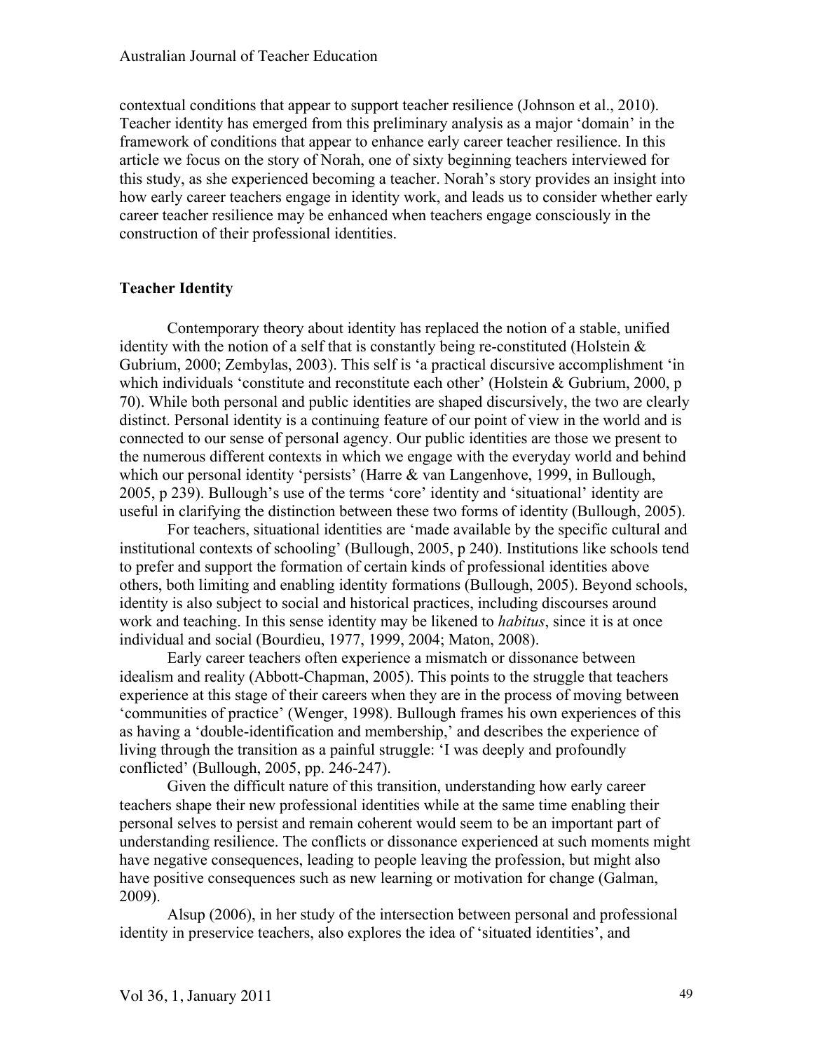contextual conditions that appear to support teacher resilience (Johnson et al., 2010). Teacher identity has emerged from this preliminary analysis as a major 'domain' in the framework of conditions that appear to enhance early career teacher resilience. In this article we focus on the story of Norah, one of sixty beginning teachers interviewed for this study, as she experienced becoming a teacher. Norah's story provides an insight into how early career teachers engage in identity work, and leads us to consider whether early career teacher resilience may be enhanced when teachers engage consciously in the construction of their professional identities.

## Teacher Identity

Contemporary theory about identity has replaced the notion of a stable, unified identity with the notion of a self that is constantly being re-constituted (Holstein & Gubrium, 2000; Zembylas, 2003). This self is 'a practical discursive accomplishment 'in which individuals 'constitute and reconstitute each other' (Holstein & Gubrium, 2000, p 70). While both personal and public identities are shaped discursively, the two are clearly distinct. Personal identity is a continuing feature of our point of view in the world and is connected to our sense of personal agency. Our public identities are those we present to the numerous different contexts in which we engage with the everyday world and behind which our personal identity 'persists' (Harre & van Langenhove, 1999, in Bullough, 2005, p 239). Bullough's use of the terms 'core' identity and 'situational' identity are useful in clarifying the distinction between these two forms of identity (Bullough, 2005).

For teachers, situational identities are 'made available by the specific cultural and institutional contexts of schooling' (Bullough, 2005, p 240). Institutions like schools tend to prefer and support the formation of certain kinds of professional identities above others, both limiting and enabling identity formations (Bullough, 2005). Beyond schools, identity is also subject to social and historical practices, including discourses around work and teaching. In this sense identity may be likened to *habitus*, since it is at once individual and social (Bourdieu, 1977, 1999, 2004; Maton, 2008).

Early career teachers often experience a mismatch or dissonance between idealism and reality (Abbott-Chapman, 2005). This points to the struggle that teachers experience at this stage of their careers when they are in the process of moving between 'communities of practice' (Wenger, 1998). Bullough frames his own experiences of this as having a 'double-identification and membership,' and describes the experience of living through the transition as a painful struggle: 'I was deeply and profoundly conflicted' (Bullough, 2005, pp. 246-247).

Given the difficult nature of this transition, understanding how early career teachers shape their new professional identities while at the same time enabling their personal selves to persist and remain coherent would seem to be an important part of understanding resilience. The conflicts or dissonance experienced at such moments might have negative consequences, leading to people leaving the profession, but might also have positive consequences such as new learning or motivation for change (Galman, 2009).

Alsup (2006), in her study of the intersection between personal and professional identity in preservice teachers, also explores the idea of 'situated identities', and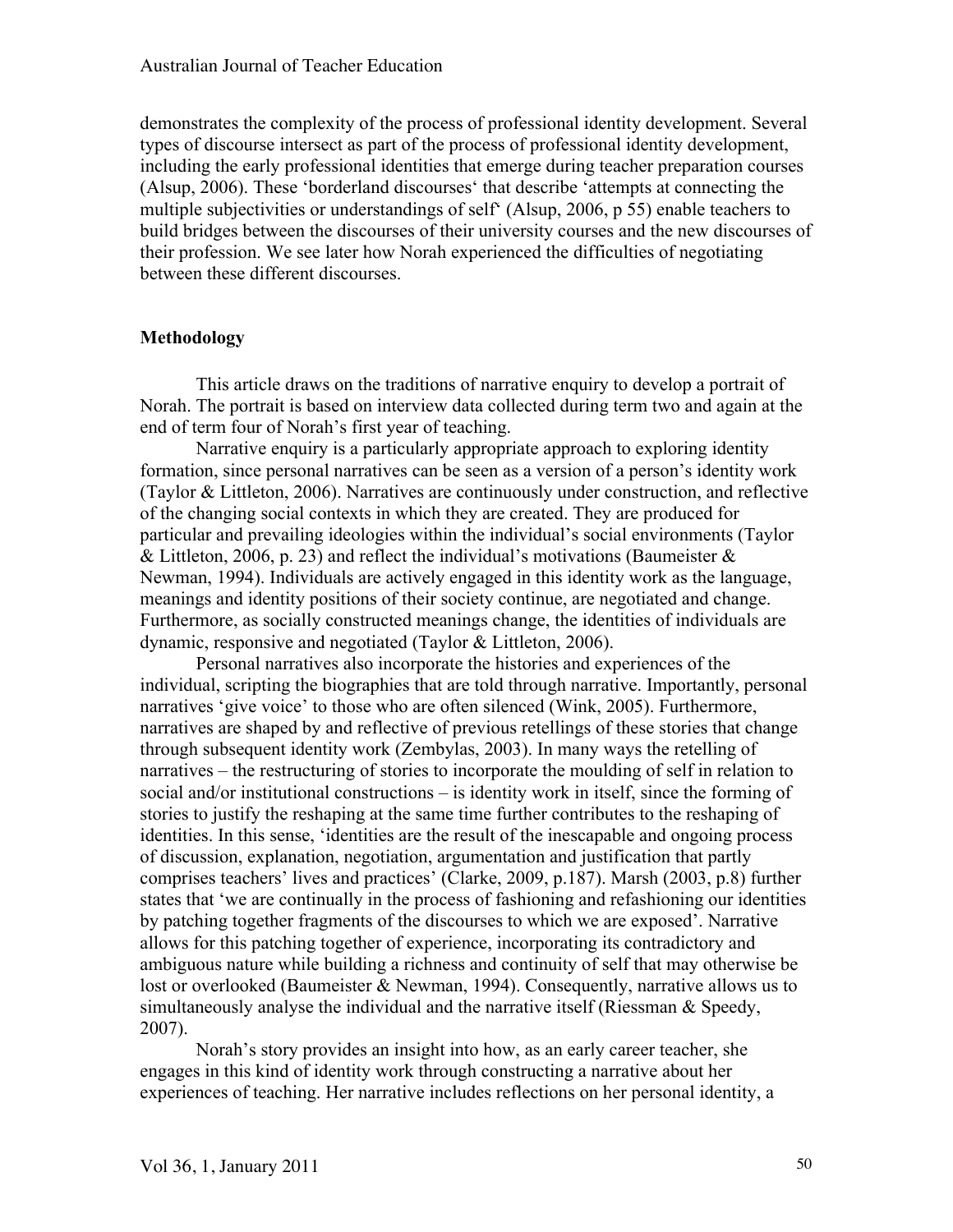demonstrates the complexity of the process of professional identity development. Several types of discourse intersect as part of the process of professional identity development, including the early professional identities that emerge during teacher preparation courses (Alsup, 2006). These 'borderland discourses' that describe 'attempts at connecting the multiple subjectivities or understandings of self' (Alsup, 2006, p 55) enable teachers to build bridges between the discourses of their university courses and the new discourses of their profession. We see later how Norah experienced the difficulties of negotiating between these different discourses.

## Methodology

This article draws on the traditions of narrative enquiry to develop a portrait of Norah. The portrait is based on interview data collected during term two and again at the end of term four of Norah's first year of teaching.

Narrative enquiry is a particularly appropriate approach to exploring identity formation, since personal narratives can be seen as a version of a person's identity work (Taylor & Littleton, 2006). Narratives are continuously under construction, and reflective of the changing social contexts in which they are created. They are produced for particular and prevailing ideologies within the individual's social environments (Taylor & Littleton, 2006, p. 23) and reflect the individual's motivations (Baumeister & Newman, 1994). Individuals are actively engaged in this identity work as the language, meanings and identity positions of their society continue, are negotiated and change. Furthermore, as socially constructed meanings change, the identities of individuals are dynamic, responsive and negotiated (Taylor & Littleton, 2006).

Personal narratives also incorporate the histories and experiences of the individual, scripting the biographies that are told through narrative. Importantly, personal narratives 'give voice' to those who are often silenced (Wink, 2005). Furthermore, narratives are shaped by and reflective of previous retellings of these stories that change through subsequent identity work (Zembylas, 2003). In many ways the retelling of narratives – the restructuring of stories to incorporate the moulding of self in relation to social and/or institutional constructions – is identity work in itself, since the forming of stories to justify the reshaping at the same time further contributes to the reshaping of identities. In this sense, 'identities are the result of the inescapable and ongoing process of discussion, explanation, negotiation, argumentation and justification that partly comprises teachers' lives and practices' (Clarke, 2009, p.187). Marsh (2003, p.8) further states that 'we are continually in the process of fashioning and refashioning our identities by patching together fragments of the discourses to which we are exposed'. Narrative allows for this patching together of experience, incorporating its contradictory and ambiguous nature while building a richness and continuity of self that may otherwise be lost or overlooked (Baumeister & Newman, 1994). Consequently, narrative allows us to simultaneously analyse the individual and the narrative itself (Riessman & Speedy, 2007).

Norah's story provides an insight into how, as an early career teacher, she engages in this kind of identity work through constructing a narrative about her experiences of teaching. Her narrative includes reflections on her personal identity, a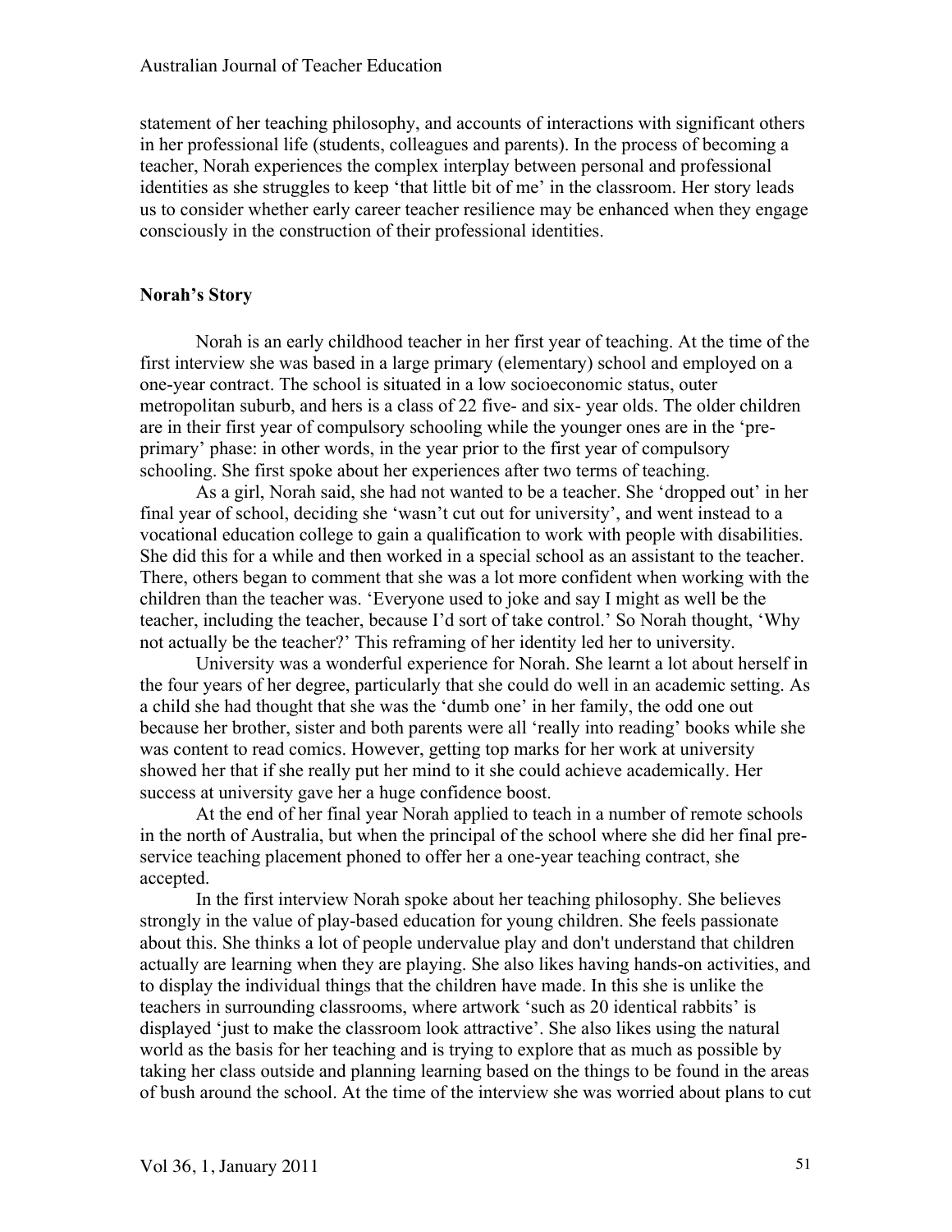statement of her teaching philosophy, and accounts of interactions with significant others in her professional life (students, colleagues and parents). In the process of becoming a teacher, Norah experiences the complex interplay between personal and professional identities as she struggles to keep 'that little bit of me' in the classroom. Her story leads us to consider whether early career teacher resilience may be enhanced when they engage consciously in the construction of their professional identities.

## Norah's Story

Norah is an early childhood teacher in her first year of teaching. At the time of the first interview she was based in a large primary (elementary) school and employed on a one-year contract. The school is situated in a low socioeconomic status, outer metropolitan suburb, and hers is a class of 22 five- and six- year olds. The older children are in their first year of compulsory schooling while the younger ones are in the 'pre-primary' phase: in other words, in the year prior to the first year of compulsory schooling. She first spoke about her experiences after two terms of teaching.

As a girl, Norah said, she had not wanted to be a teacher. She 'dropped out' in her final year of school, deciding she 'wasn't cut out for university', and went instead to a vocational education college to gain a qualification to work with people with disabilities. She did this for a while and then worked in a special school as an assistant to the teacher. There, others began to comment that she was a lot more confident when working with the children than the teacher was. 'Everyone used to joke and say I might as well be the teacher, including the teacher, because I'd sort of take control.' So Norah thought, 'Why not actually be the teacher?' This reframing of her identity led her to university.

University was a wonderful experience for Norah. She learnt a lot about herself in the four years of her degree, particularly that she could do well in an academic setting. As a child she had thought that she was the 'dumb one' in her family, the odd one out because her brother, sister and both parents were all 'really into reading' books while she was content to read comics. However, getting top marks for her work at university showed her that if she really put her mind to it she could achieve academically. Her success at university gave her a huge confidence boost.

At the end of her final year Norah applied to teach in a number of remote schools in the north of Australia, but when the principal of the school where she did her final pre-service teaching placement phoned to offer her a one-year teaching contract, she accepted.

In the first interview Norah spoke about her teaching philosophy. She believes strongly in the value of play-based education for young children. She feels passionate about this. She thinks a lot of people undervalue play and don't understand that children actually are learning when they are playing. She also likes having hands-on activities, and to display the individual things that the children have made. In this she is unlike the teachers in surrounding classrooms, where artwork 'such as 20 identical rabbits' is displayed 'just to make the classroom look attractive'. She also likes using the natural world as the basis for her teaching and is trying to explore that as much as possible by taking her class outside and planning learning based on the things to be found in the areas of bush around the school. At the time of the interview she was worried about plans to cut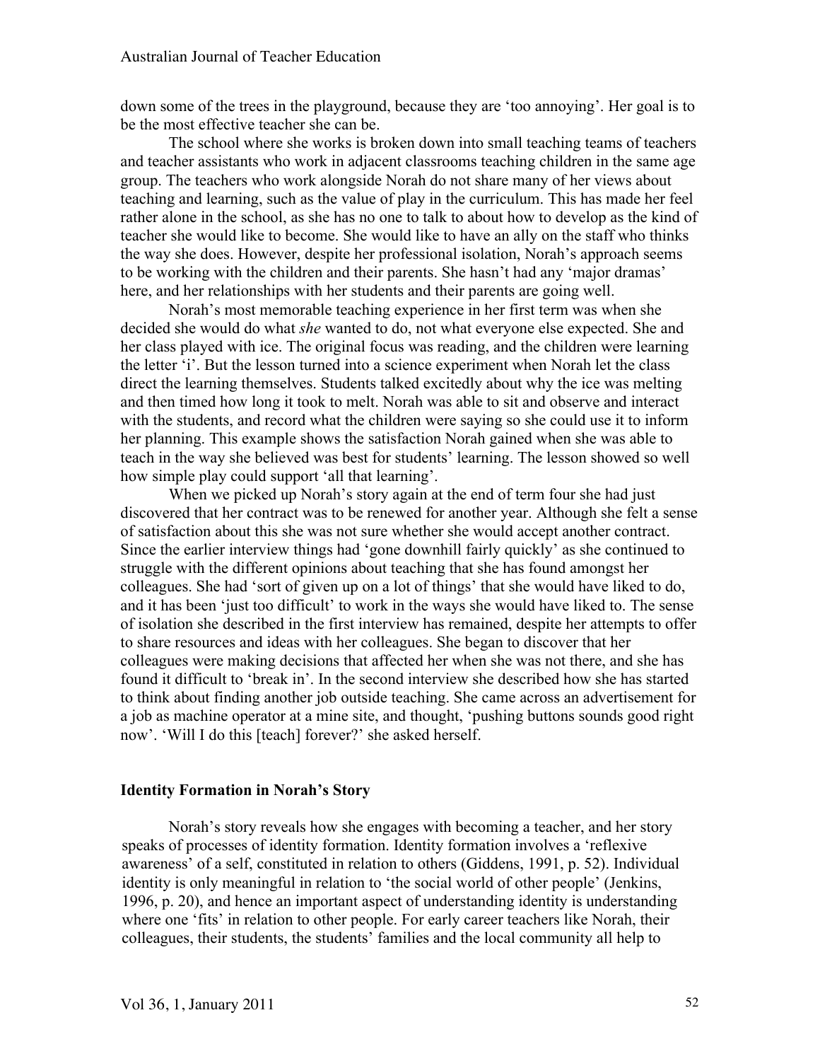down some of the trees in the playground, because they are 'too annoying'. Her goal is to be the most effective teacher she can be.

The school where she works is broken down into small teaching teams of teachers and teacher assistants who work in adjacent classrooms teaching children in the same age group. The teachers who work alongside Norah do not share many of her views about teaching and learning, such as the value of play in the curriculum. This has made her feel rather alone in the school, as she has no one to talk to about how to develop as the kind of teacher she would like to become. She would like to have an ally on the staff who thinks the way she does. However, despite her professional isolation, Norah's approach seems to be working with the children and their parents. She hasn't had any 'major dramas' here, and her relationships with her students and their parents are going well.

Norah's most memorable teaching experience in her first term was when she decided she would do what *she* wanted to do, not what everyone else expected. She and her class played with ice. The original focus was reading, and the children were learning the letter 'i'. But the lesson turned into a science experiment when Norah let the class direct the learning themselves. Students talked excitedly about why the ice was melting and then timed how long it took to melt. Norah was able to sit and observe and interact with the students, and record what the children were saying so she could use it to inform her planning. This example shows the satisfaction Norah gained when she was able to teach in the way she believed was best for students' learning. The lesson showed so well how simple play could support 'all that learning'.

When we picked up Norah's story again at the end of term four she had just discovered that her contract was to be renewed for another year. Although she felt a sense of satisfaction about this she was not sure whether she would accept another contract. Since the earlier interview things had 'gone downhill fairly quickly' as she continued to struggle with the different opinions about teaching that she has found amongst her colleagues. She had 'sort of given up on a lot of things' that she would have liked to do, and it has been 'just too difficult' to work in the ways she would have liked to. The sense of isolation she described in the first interview has remained, despite her attempts to offer to share resources and ideas with her colleagues. She began to discover that her colleagues were making decisions that affected her when she was not there, and she has found it difficult to 'break in'. In the second interview she described how she has started to think about finding another job outside teaching. She came across an advertisement for a job as machine operator at a mine site, and thought, 'pushing buttons sounds good right now'. 'Will I do this [teach] forever?' she asked herself.

## Identity Formation in Norah's Story

Norah's story reveals how she engages with becoming a teacher, and her story speaks of processes of identity formation. Identity formation involves a 'reflexive awareness' of a self, constituted in relation to others (Giddens, 1991, p. 52). Individual identity is only meaningful in relation to 'the social world of other people' (Jenkins, 1996, p. 20), and hence an important aspect of understanding identity is understanding where one 'fits' in relation to other people. For early career teachers like Norah, their colleagues, their students, the students' families and the local community all help to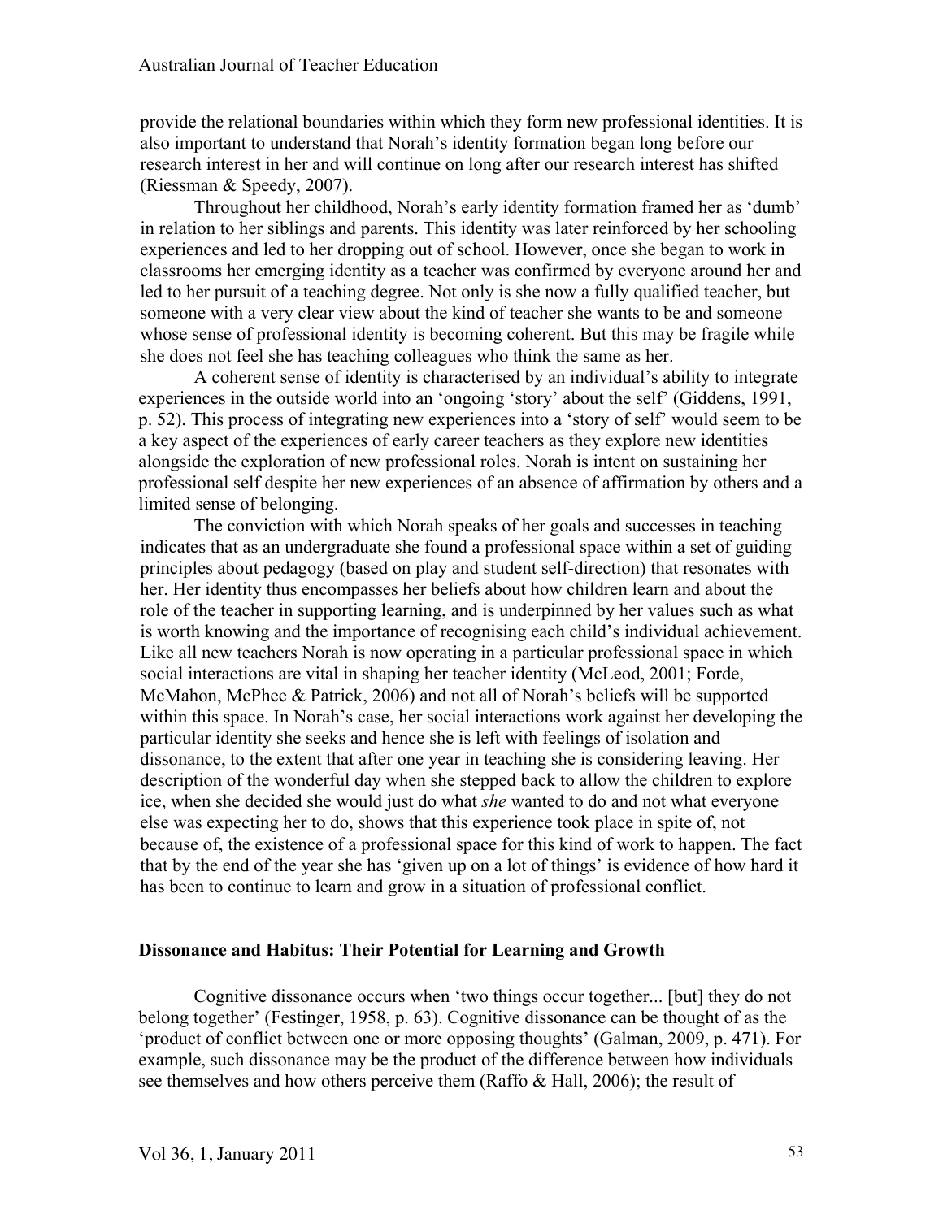provide the relational boundaries within which they form new professional identities. It is also important to understand that Norah's identity formation began long before our research interest in her and will continue on long after our research interest has shifted (Riessman & Speedy, 2007).

Throughout her childhood, Norah's early identity formation framed her as 'dumb' in relation to her siblings and parents. This identity was later reinforced by her schooling experiences and led to her dropping out of school. However, once she began to work in classrooms her emerging identity as a teacher was confirmed by everyone around her and led to her pursuit of a teaching degree. Not only is she now a fully qualified teacher, but someone with a very clear view about the kind of teacher she wants to be and someone whose sense of professional identity is becoming coherent. But this may be fragile while she does not feel she has teaching colleagues who think the same as her.

A coherent sense of identity is characterised by an individual's ability to integrate experiences in the outside world into an 'ongoing 'story' about the self' (Giddens, 1991, p. 52). This process of integrating new experiences into a 'story of self' would seem to be a key aspect of the experiences of early career teachers as they explore new identities alongside the exploration of new professional roles. Norah is intent on sustaining her professional self despite her new experiences of an absence of affirmation by others and a limited sense of belonging.

The conviction with which Norah speaks of her goals and successes in teaching indicates that as an undergraduate she found a professional space within a set of guiding principles about pedagogy (based on play and student self-direction) that resonates with her. Her identity thus encompasses her beliefs about how children learn and about the role of the teacher in supporting learning, and is underpinned by her values such as what is worth knowing and the importance of recognising each child's individual achievement. Like all new teachers Norah is now operating in a particular professional space in which social interactions are vital in shaping her teacher identity (McLeod, 2001; Forde, McMahon, McPhee & Patrick, 2006) and not all of Norah's beliefs will be supported within this space. In Norah's case, her social interactions work against her developing the particular identity she seeks and hence she is left with feelings of isolation and dissonance, to the extent that after one year in teaching she is considering leaving. Her description of the wonderful day when she stepped back to allow the children to explore ice, when she decided she would just do what *she* wanted to do and not what everyone else was expecting her to do, shows that this experience took place in spite of, not because of, the existence of a professional space for this kind of work to happen. The fact that by the end of the year she has 'given up on a lot of things' is evidence of how hard it has been to continue to learn and grow in a situation of professional conflict.

## Dissonance and Habitus: Their Potential for Learning and Growth

Cognitive dissonance occurs when 'two things occur together... [but] they do not belong together' (Festinger, 1958, p. 63). Cognitive dissonance can be thought of as the 'product of conflict between one or more opposing thoughts' (Galman, 2009, p. 471). For example, such dissonance may be the product of the difference between how individuals see themselves and how others perceive them (Raffo & Hall, 2006); the result of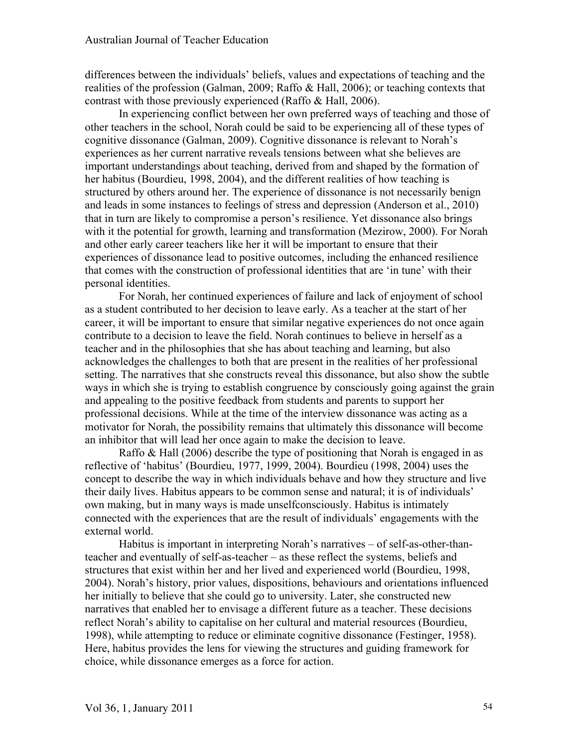differences between the individuals' beliefs, values and expectations of teaching and the realities of the profession (Galman, 2009; Raffo & Hall, 2006); or teaching contexts that contrast with those previously experienced (Raffo & Hall, 2006).

In experiencing conflict between her own preferred ways of teaching and those of other teachers in the school, Norah could be said to be experiencing all of these types of cognitive dissonance (Galman, 2009). Cognitive dissonance is relevant to Norah's experiences as her current narrative reveals tensions between what she believes are important understandings about teaching, derived from and shaped by the formation of her habitus (Bourdieu, 1998, 2004), and the different realities of how teaching is structured by others around her. The experience of dissonance is not necessarily benign and leads in some instances to feelings of stress and depression (Anderson et al., 2010) that in turn are likely to compromise a person's resilience. Yet dissonance also brings with it the potential for growth, learning and transformation (Mezirow, 2000). For Norah and other early career teachers like her it will be important to ensure that their experiences of dissonance lead to positive outcomes, including the enhanced resilience that comes with the construction of professional identities that are 'in tune' with their personal identities.

For Norah, her continued experiences of failure and lack of enjoyment of school as a student contributed to her decision to leave early. As a teacher at the start of her career, it will be important to ensure that similar negative experiences do not once again contribute to a decision to leave the field. Norah continues to believe in herself as a teacher and in the philosophies that she has about teaching and learning, but also acknowledges the challenges to both that are present in the realities of her professional setting. The narratives that she constructs reveal this dissonance, but also show the subtle ways in which she is trying to establish congruence by consciously going against the grain and appealing to the positive feedback from students and parents to support her professional decisions. While at the time of the interview dissonance was acting as a motivator for Norah, the possibility remains that ultimately this dissonance will become an inhibitor that will lead her once again to make the decision to leave.

Raffo & Hall (2006) describe the type of positioning that Norah is engaged in as reflective of 'habitus' (Bourdieu, 1977, 1999, 2004). Bourdieu (1998, 2004) uses the concept to describe the way in which individuals behave and how they structure and live their daily lives. Habitus appears to be common sense and natural; it is of individuals' own making, but in many ways is made unselfconsciously. Habitus is intimately connected with the experiences that are the result of individuals' engagements with the external world.

Habitus is important in interpreting Norah's narratives – of self-as-other-than-teacher and eventually of self-as-teacher – as these reflect the systems, beliefs and structures that exist within her and her lived and experienced world (Bourdieu, 1998, 2004). Norah's history, prior values, dispositions, behaviours and orientations influenced her initially to believe that she could go to university. Later, she constructed new narratives that enabled her to envisage a different future as a teacher. These decisions reflect Norah's ability to capitalise on her cultural and material resources (Bourdieu, 1998), while attempting to reduce or eliminate cognitive dissonance (Festinger, 1958). Here, habitus provides the lens for viewing the structures and guiding framework for choice, while dissonance emerges as a force for action.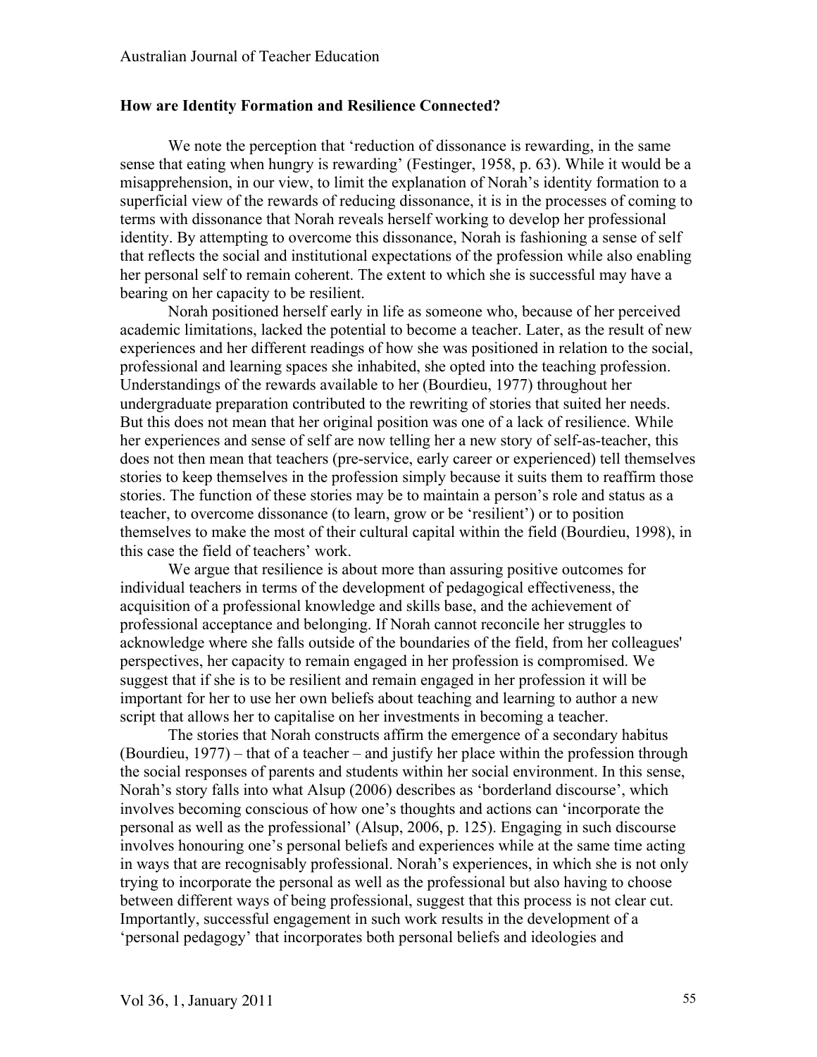## How are Identity Formation and Resilience Connected?

We note the perception that 'reduction of dissonance is rewarding, in the same sense that eating when hungry is rewarding' (Festinger, 1958, p. 63). While it would be a misapprehension, in our view, to limit the explanation of Norah's identity formation to a superficial view of the rewards of reducing dissonance, it is in the processes of coming to terms with dissonance that Norah reveals herself working to develop her professional identity. By attempting to overcome this dissonance, Norah is fashioning a sense of self that reflects the social and institutional expectations of the profession while also enabling her personal self to remain coherent. The extent to which she is successful may have a bearing on her capacity to be resilient.

Norah positioned herself early in life as someone who, because of her perceived academic limitations, lacked the potential to become a teacher. Later, as the result of new experiences and her different readings of how she was positioned in relation to the social, professional and learning spaces she inhabited, she opted into the teaching profession. Understandings of the rewards available to her (Bourdieu, 1977) throughout her undergraduate preparation contributed to the rewriting of stories that suited her needs. But this does not mean that her original position was one of a lack of resilience. While her experiences and sense of self are now telling her a new story of self-as-teacher, this does not then mean that teachers (pre-service, early career or experienced) tell themselves stories to keep themselves in the profession simply because it suits them to reaffirm those stories. The function of these stories may be to maintain a person's role and status as a teacher, to overcome dissonance (to learn, grow or be 'resilient') or to position themselves to make the most of their cultural capital within the field (Bourdieu, 1998), in this case the field of teachers' work.

We argue that resilience is about more than assuring positive outcomes for individual teachers in terms of the development of pedagogical effectiveness, the acquisition of a professional knowledge and skills base, and the achievement of professional acceptance and belonging. If Norah cannot reconcile her struggles to acknowledge where she falls outside of the boundaries of the field, from her colleagues' perspectives, her capacity to remain engaged in her profession is compromised. We suggest that if she is to be resilient and remain engaged in her profession it will be important for her to use her own beliefs about teaching and learning to author a new script that allows her to capitalise on her investments in becoming a teacher.

The stories that Norah constructs affirm the emergence of a secondary habitus (Bourdieu, 1977) – that of a teacher – and justify her place within the profession through the social responses of parents and students within her social environment. In this sense, Norah's story falls into what Alsup (2006) describes as 'borderland discourse', which involves becoming conscious of how one's thoughts and actions can 'incorporate the personal as well as the professional' (Alsup, 2006, p. 125). Engaging in such discourse involves honouring one's personal beliefs and experiences while at the same time acting in ways that are recognisably professional. Norah's experiences, in which she is not only trying to incorporate the personal as well as the professional but also having to choose between different ways of being professional, suggest that this process is not clear cut. Importantly, successful engagement in such work results in the development of a 'personal pedagogy' that incorporates both personal beliefs and ideologies and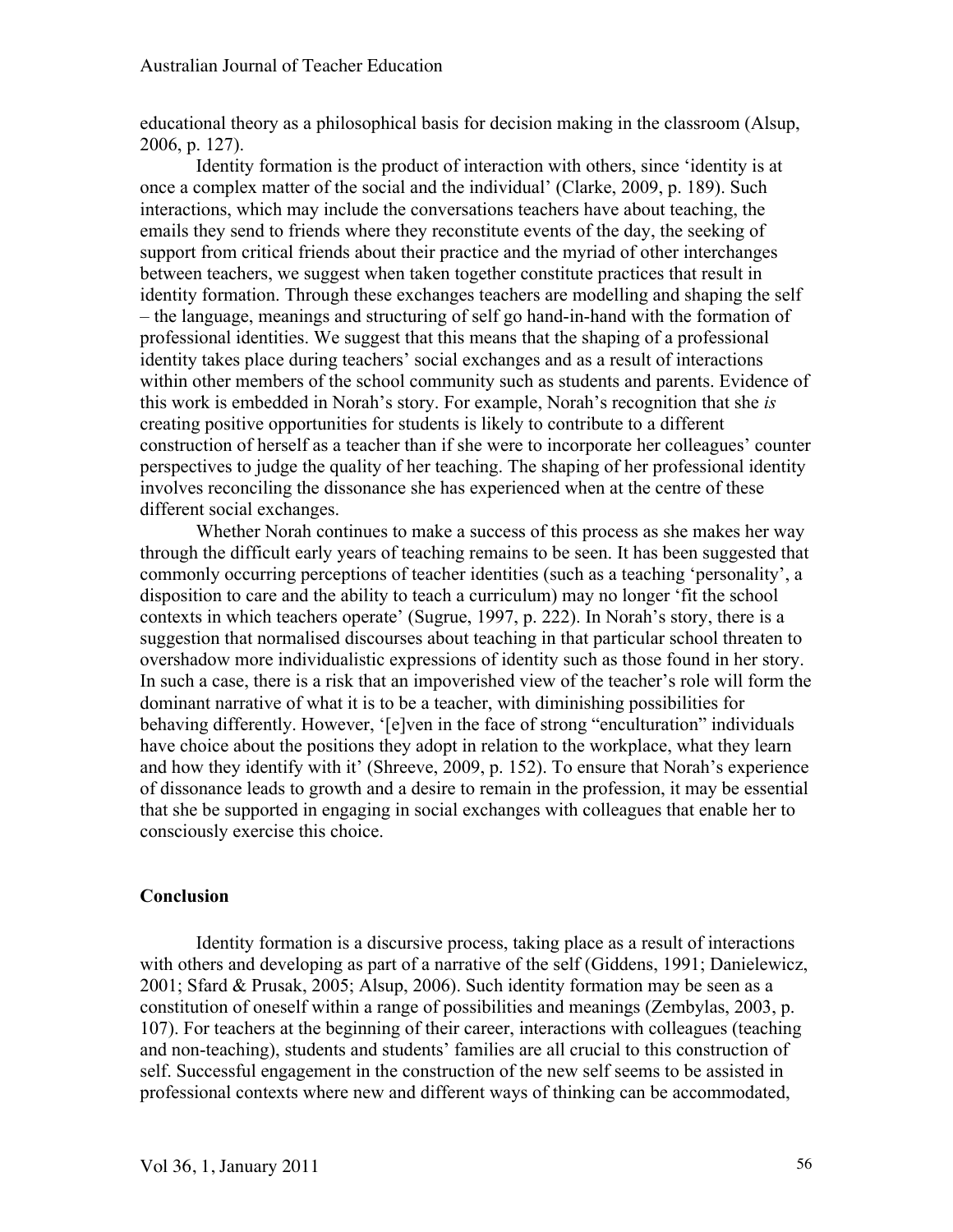educational theory as a philosophical basis for decision making in the classroom (Alsup, 2006, p. 127).

Identity formation is the product of interaction with others, since 'identity is at once a complex matter of the social and the individual' (Clarke, 2009, p. 189). Such interactions, which may include the conversations teachers have about teaching, the emails they send to friends where they reconstitute events of the day, the seeking of support from critical friends about their practice and the myriad of other interchanges between teachers, we suggest when taken together constitute practices that result in identity formation. Through these exchanges teachers are modelling and shaping the self – the language, meanings and structuring of self go hand-in-hand with the formation of professional identities. We suggest that this means that the shaping of a professional identity takes place during teachers' social exchanges and as a result of interactions within other members of the school community such as students and parents. Evidence of this work is embedded in Norah's story. For example, Norah's recognition that she *is* creating positive opportunities for students is likely to contribute to a different construction of herself as a teacher than if she were to incorporate her colleagues' counter perspectives to judge the quality of her teaching. The shaping of her professional identity involves reconciling the dissonance she has experienced when at the centre of these different social exchanges.

Whether Norah continues to make a success of this process as she makes her way through the difficult early years of teaching remains to be seen. It has been suggested that commonly occurring perceptions of teacher identities (such as a teaching 'personality', a disposition to care and the ability to teach a curriculum) may no longer 'fit the school contexts in which teachers operate' (Sugrue, 1997, p. 222). In Norah's story, there is a suggestion that normalised discourses about teaching in that particular school threaten to overshadow more individualistic expressions of identity such as those found in her story. In such a case, there is a risk that an impoverished view of the teacher's role will form the dominant narrative of what it is to be a teacher, with diminishing possibilities for behaving differently. However, '[e]ven in the face of strong "enculturation" individuals have choice about the positions they adopt in relation to the workplace, what they learn and how they identify with it' (Shreeve, 2009, p. 152). To ensure that Norah's experience of dissonance leads to growth and a desire to remain in the profession, it may be essential that she be supported in engaging in social exchanges with colleagues that enable her to consciously exercise this choice.

## Conclusion

Identity formation is a discursive process, taking place as a result of interactions with others and developing as part of a narrative of the self (Giddens, 1991; Danielewicz, 2001; Sfard & Prusak, 2005; Alsup, 2006). Such identity formation may be seen as a constitution of oneself within a range of possibilities and meanings (Zembylas, 2003, p. 107). For teachers at the beginning of their career, interactions with colleagues (teaching and non-teaching), students and students' families are all crucial to this construction of self. Successful engagement in the construction of the new self seems to be assisted in professional contexts where new and different ways of thinking can be accommodated,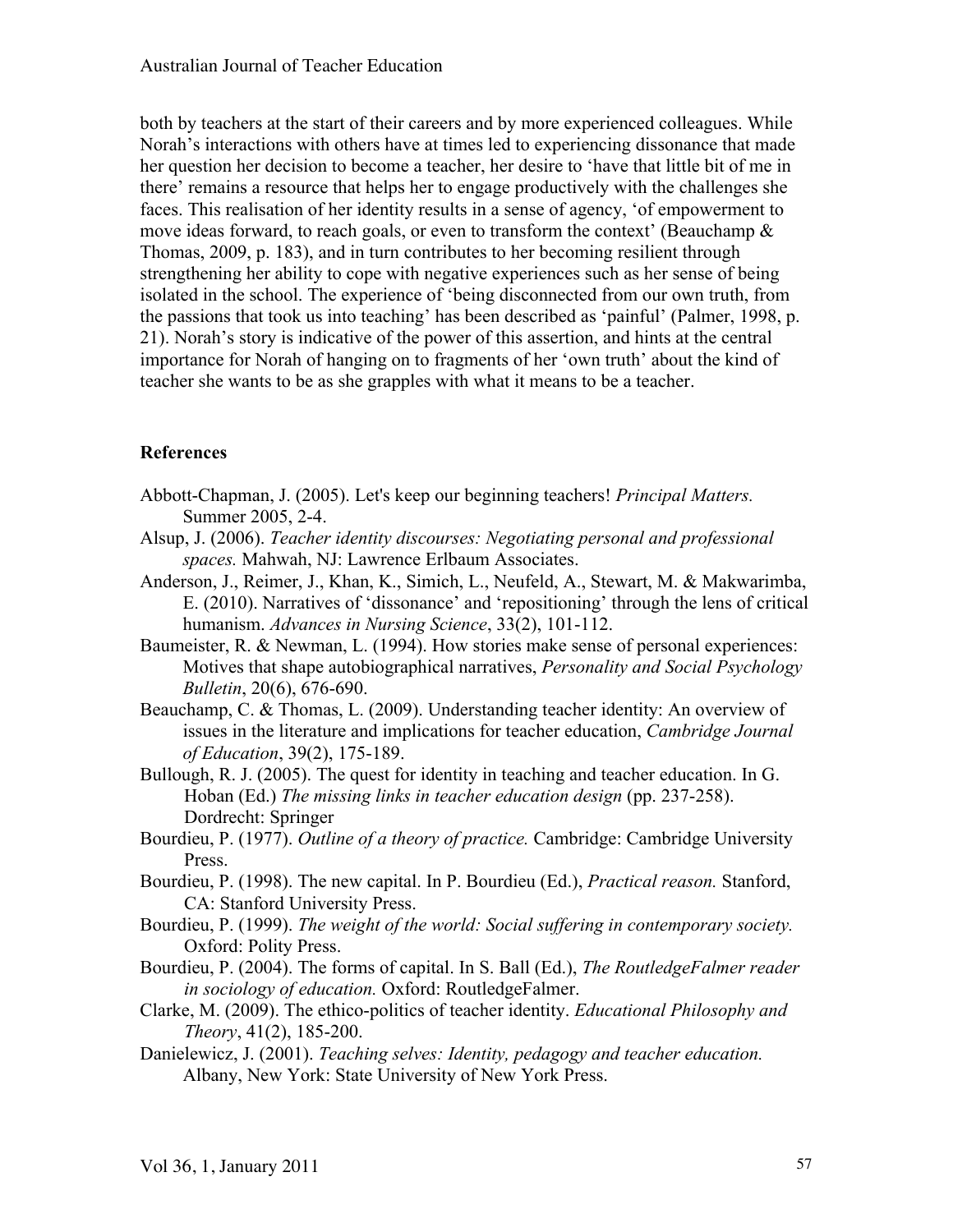both by teachers at the start of their careers and by more experienced colleagues. While Norah's interactions with others have at times led to experiencing dissonance that made her question her decision to become a teacher, her desire to 'have that little bit of me in there' remains a resource that helps her to engage productively with the challenges she faces. This realisation of her identity results in a sense of agency, 'of empowerment to move ideas forward, to reach goals, or even to transform the context' (Beauchamp & Thomas, 2009, p. 183), and in turn contributes to her becoming resilient through strengthening her ability to cope with negative experiences such as her sense of being isolated in the school. The experience of 'being disconnected from our own truth, from the passions that took us into teaching' has been described as 'painful' (Palmer, 1998, p. 21). Norah's story is indicative of the power of this assertion, and hints at the central importance for Norah of hanging on to fragments of her 'own truth' about the kind of teacher she wants to be as she grapples with what it means to be a teacher.

## References

Abbott-Chapman, J. (2005). Let's keep our beginning teachers! *Principal Matters.* Summer 2005, 2-4.

Alsup, J. (2006). *Teacher identity discourses: Negotiating personal and professional spaces.* Mahwah, NJ: Lawrence Erlbaum Associates.

Anderson, J., Reimer, J., Khan, K., Simich, L., Neufeld, A., Stewart, M. & Makwarimba, E. (2010). Narratives of 'dissonance' and 'repositioning' through the lens of critical humanism. *Advances in Nursing Science*, 33(2), 101-112.

Baumeister, R. & Newman, L. (1994). How stories make sense of personal experiences: Motives that shape autobiographical narratives, *Personality and Social Psychology Bulletin*, 20(6), 676-690.

Beauchamp, C. & Thomas, L. (2009). Understanding teacher identity: An overview of issues in the literature and implications for teacher education, *Cambridge Journal of Education*, 39(2), 175-189.

Bullough, R. J. (2005). The quest for identity in teaching and teacher education. In G. Hoban (Ed.) *The missing links in teacher education design* (pp. 237-258). Dordrecht: Springer

Bourdieu, P. (1977). *Outline of a theory of practice.* Cambridge: Cambridge University Press.

Bourdieu, P. (1998). The new capital. In P. Bourdieu (Ed.), *Practical reason.* Stanford, CA: Stanford University Press.

Bourdieu, P. (1999). *The weight of the world: Social suffering in contemporary society.* Oxford: Polity Press.

Bourdieu, P. (2004). The forms of capital. In S. Ball (Ed.), *The RoutledgeFalmer reader in sociology of education.* Oxford: RoutledgeFalmer.

Clarke, M. (2009). The ethico-politics of teacher identity. *Educational Philosophy and Theory*, 41(2), 185-200.

Danielewicz, J. (2001). *Teaching selves: Identity, pedagogy and teacher education.* Albany, New York: State University of New York Press.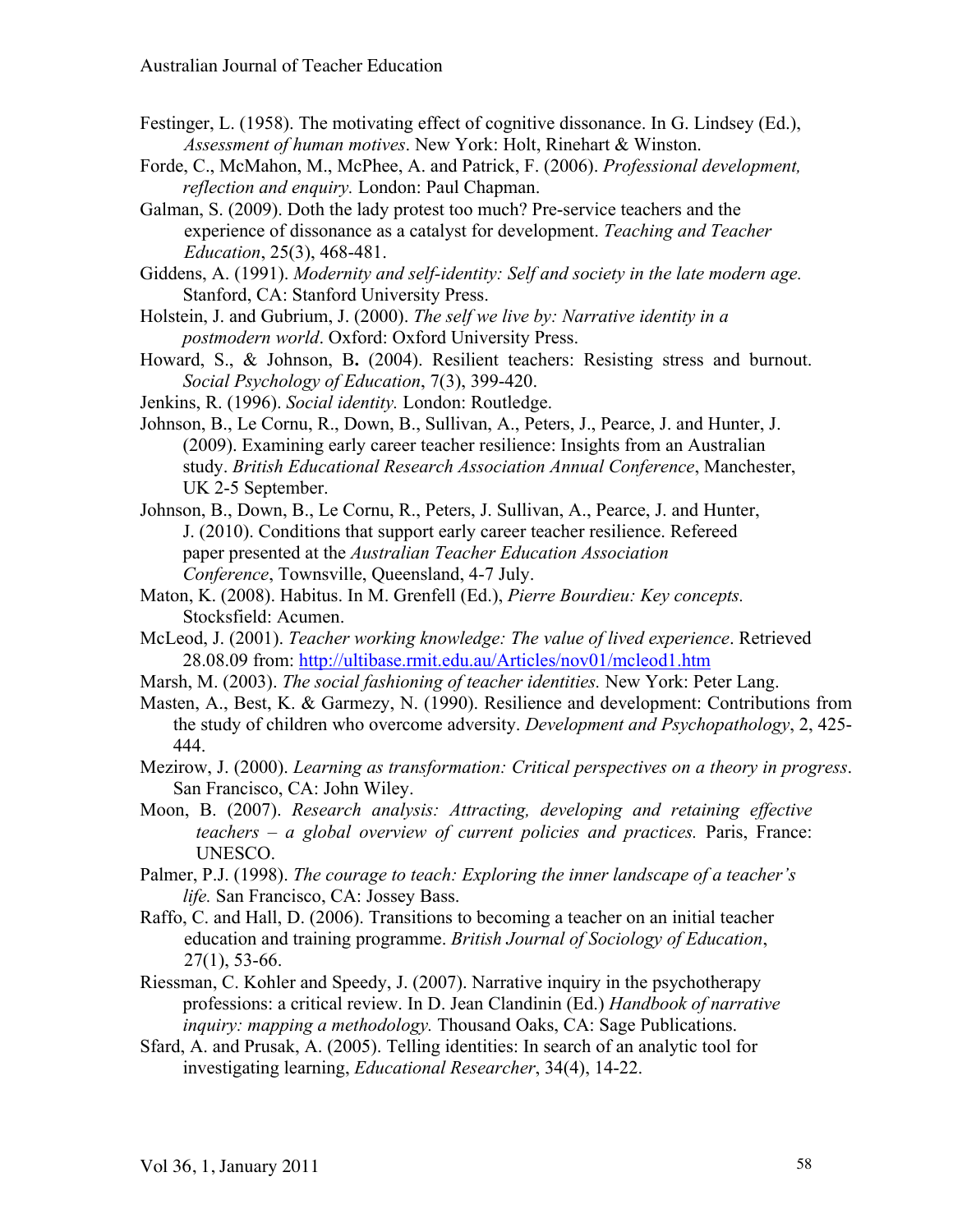Festinger, L. (1958). The motivating effect of cognitive dissonance. In G. Lindsey (Ed.), *Assessment of human motives*. New York: Holt, Rinehart & Winston.

Forde, C., McMahon, M., McPhee, A. and Patrick, F. (2006). *Professional development, reflection and enquiry.* London: Paul Chapman.

Galman, S. (2009). Doth the lady protest too much? Pre-service teachers and the experience of dissonance as a catalyst for development. *Teaching and Teacher Education*, 25(3), 468-481.

Giddens, A. (1991). *Modernity and self-identity: Self and society in the late modern age.* Stanford, CA: Stanford University Press.

Holstein, J. and Gubrium, J. (2000). *The self we live by: Narrative identity in a postmodern world*. Oxford: Oxford University Press.

Howard, S., & Johnson, B**.** (2004). Resilient teachers: Resisting stress and burnout. *Social Psychology of Education*, 7(3), 399-420.

Jenkins, R. (1996). *Social identity.* London: Routledge.

Johnson, B., Le Cornu, R., Down, B., Sullivan, A., Peters, J., Pearce, J. and Hunter, J. (2009). Examining early career teacher resilience: Insights from an Australian study. *British Educational Research Association Annual Conference*, Manchester, UK 2-5 September.

Johnson, B., Down, B., Le Cornu, R., Peters, J. Sullivan, A., Pearce, J. and Hunter, J. (2010). Conditions that support early career teacher resilience. Refereed paper presented at the *Australian Teacher Education Association Conference*, Townsville, Queensland, 4-7 July.

Maton, K. (2008). Habitus. In M. Grenfell (Ed.), *Pierre Bourdieu: Key concepts.* Stocksfield: Acumen.

McLeod, J. (2001). *Teacher working knowledge: The value of lived experience*. Retrieved 28.08.09 from: http://ultibase.rmit.edu.au/Articles/nov01/mcleod1.htm

Marsh, M. (2003). *The social fashioning of teacher identities.* New York: Peter Lang.

Masten, A., Best, K. & Garmezy, N. (1990). Resilience and development: Contributions from the study of children who overcome adversity. *Development and Psychopathology*, 2, 425-444.

Mezirow, J. (2000). *Learning as transformation: Critical perspectives on a theory in progress*. San Francisco, CA: John Wiley.

Moon, B. (2007). *Research analysis: Attracting, developing and retaining effective teachers – a global overview of current policies and practices.* Paris, France: UNESCO.

Palmer, P.J. (1998). *The courage to teach: Exploring the inner landscape of a teacher's life.* San Francisco, CA: Jossey Bass.

Raffo, C. and Hall, D. (2006). Transitions to becoming a teacher on an initial teacher education and training programme. *British Journal of Sociology of Education*, 27(1), 53-66.

Riessman, C. Kohler and Speedy, J. (2007). Narrative inquiry in the psychotherapy professions: a critical review. In D. Jean Clandinin (Ed.) *Handbook of narrative inquiry: mapping a methodology.* Thousand Oaks, CA: Sage Publications.

Sfard, A. and Prusak, A. (2005). Telling identities: In search of an analytic tool for investigating learning, *Educational Researcher*, 34(4), 14-22.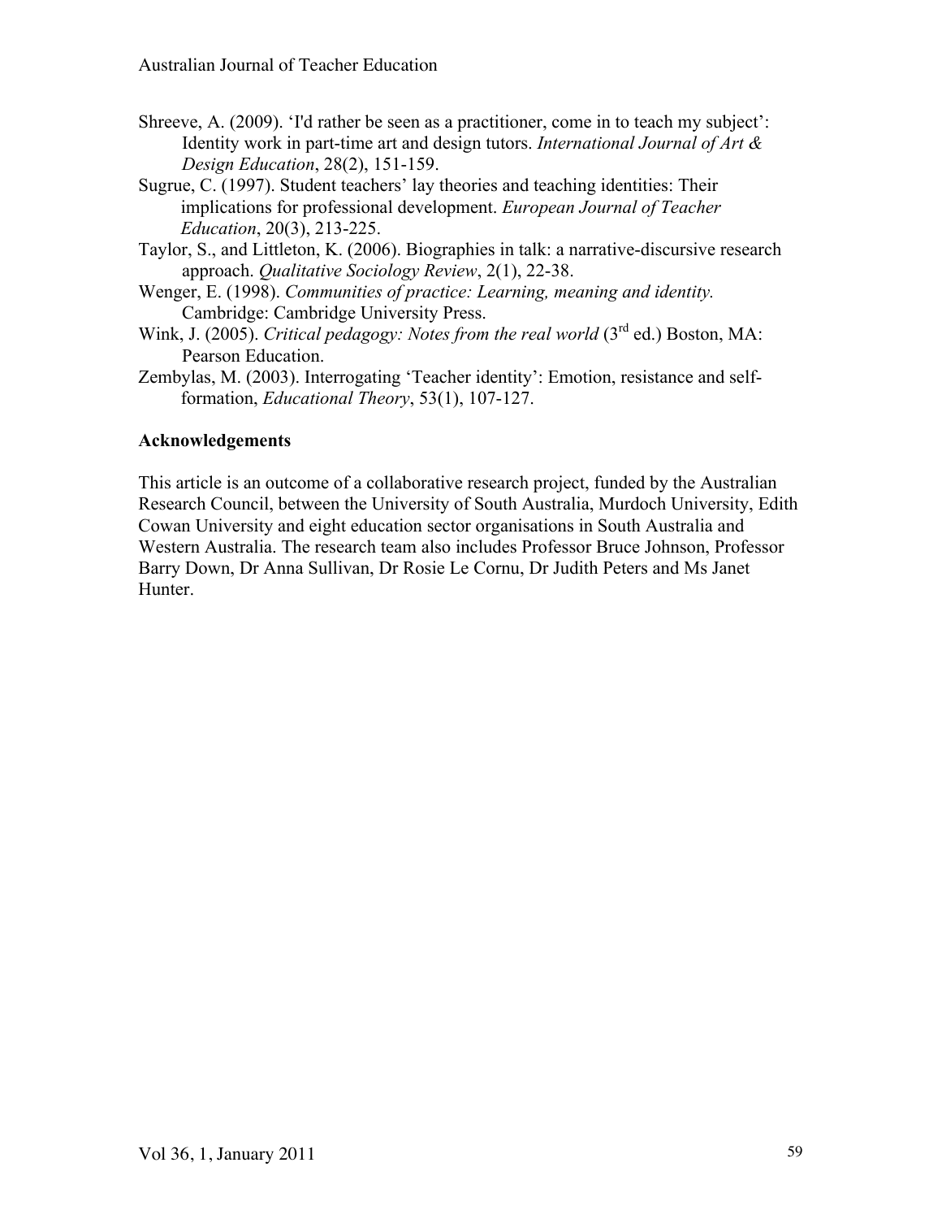Shreeve, A. (2009). 'I'd rather be seen as a practitioner, come in to teach my subject': Identity work in part-time art and design tutors. *International Journal of Art & Design Education*, 28(2), 151-159.

Sugrue, C. (1997). Student teachers' lay theories and teaching identities: Their implications for professional development. *European Journal of Teacher Education*, 20(3), 213-225.

Taylor, S., and Littleton, K. (2006). Biographies in talk: a narrative-discursive research approach. *Qualitative Sociology Review*, 2(1), 22-38.

Wenger, E. (1998). *Communities of practice: Learning, meaning and identity.* Cambridge: Cambridge University Press.

Wink, J. (2005). *Critical pedagogy: Notes from the real world* (3rd ed.) Boston, MA: Pearson Education.

Zembylas, M. (2003). Interrogating 'Teacher identity': Emotion, resistance and self-formation, *Educational Theory*, 53(1), 107-127.

**Acknowledgements**

This article is an outcome of a collaborative research project, funded by the Australian Research Council, between the University of South Australia, Murdoch University, Edith Cowan University and eight education sector organisations in South Australia and Western Australia. The research team also includes Professor Bruce Johnson, Professor Barry Down, Dr Anna Sullivan, Dr Rosie Le Cornu, Dr Judith Peters and Ms Janet Hunter.